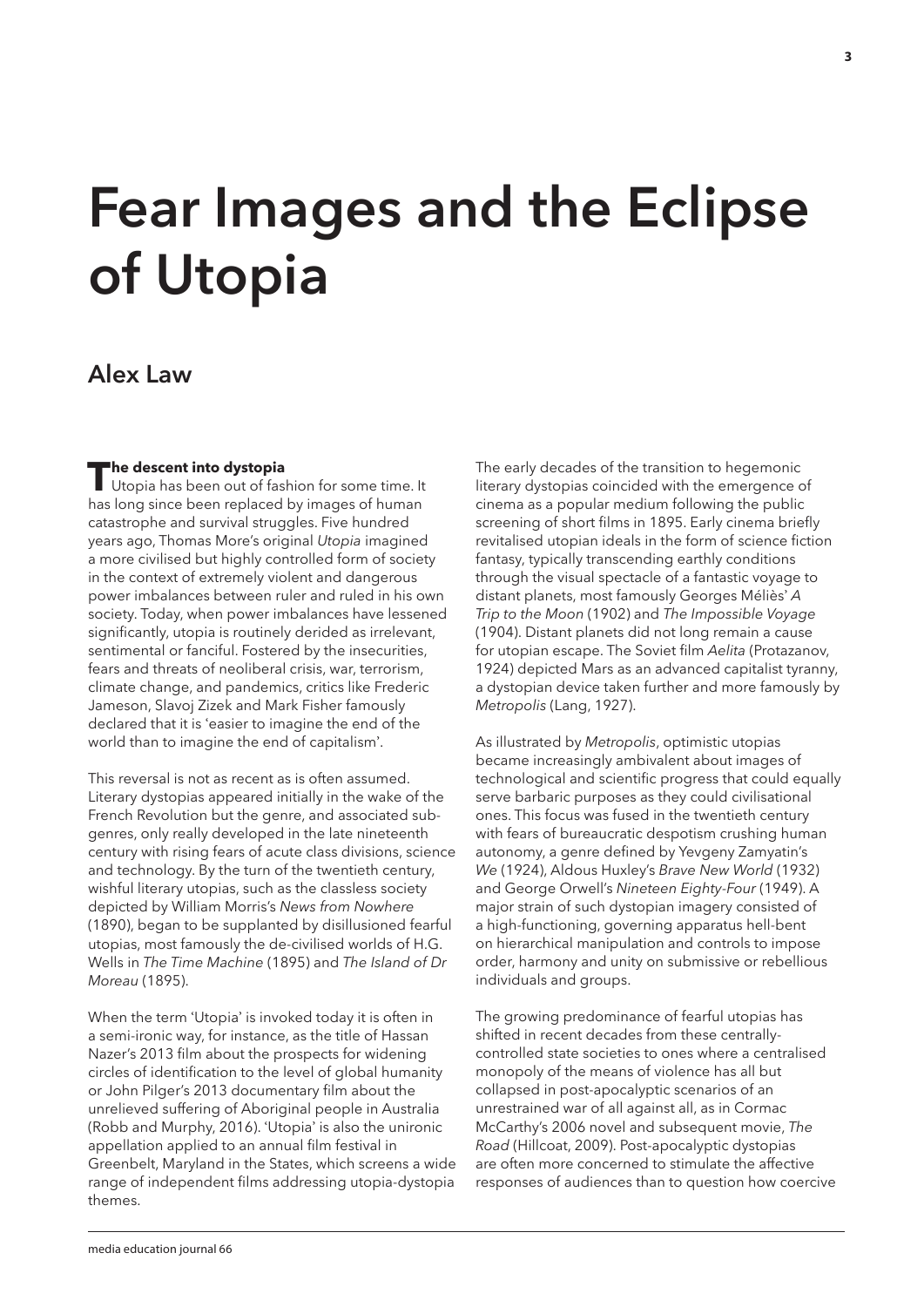# Fear Images and the Eclipse of Utopia

## Alex Law

**The descent into dystopia**

Utopia has been out of fashion for some time. It has long since been replaced by images of human catastrophe and survival struggles. Five hundred years ago, Thomas More's original *Utopia* imagined a more civilised but highly controlled form of society in the context of extremely violent and dangerous power imbalances between ruler and ruled in his own society. Today, when power imbalances have lessened significantly, utopia is routinely derided as irrelevant, sentimental or fanciful. Fostered by the insecurities, fears and threats of neoliberal crisis, war, terrorism, climate change, and pandemics, critics like Frederic Jameson, Slavoj Zizek and Mark Fisher famously declared that it is 'easier to imagine the end of the world than to imagine the end of capitalism'.

This reversal is not as recent as is often assumed. Literary dystopias appeared initially in the wake of the French Revolution but the genre, and associated sub-genres, only really developed in the late nineteenth century with rising fears of acute class divisions, science and technology. By the turn of the twentieth century, wishful literary utopias, such as the classless society depicted by William Morris's *News from Nowhere* (1890), began to be supplanted by disillusioned fearful utopias, most famously the de-civilised worlds of H.G. Wells in *The Time Machine* (1895) and *The Island of Dr Moreau* (1895).

When the term 'Utopia' is invoked today it is often in a semi-ironic way, for instance, as the title of Hassan Nazer's 2013 film about the prospects for widening circles of identification to the level of global humanity or John Pilger's 2013 documentary film about the unrelieved suffering of Aboriginal people in Australia (Robb and Murphy, 2016). 'Utopia' is also the unironic appellation applied to an annual film festival in Greenbelt, Maryland in the States, which screens a wide range of independent films addressing utopia-dystopia themes.

The early decades of the transition to hegemonic literary dystopias coincided with the emergence of cinema as a popular medium following the public screening of short films in 1895. Early cinema briefly revitalised utopian ideals in the form of science fiction fantasy, typically transcending earthly conditions through the visual spectacle of a fantastic voyage to distant planets, most famously Georges Méliès' *A Trip to the Moon* (1902) and *The Impossible Voyage* (1904). Distant planets did not long remain a cause for utopian escape. The Soviet film *Aelita* (Protazanov, 1924) depicted Mars as an advanced capitalist tyranny, a dystopian device taken further and more famously by *Metropolis* (Lang, 1927).

As illustrated by *Metropolis*, optimistic utopias became increasingly ambivalent about images of technological and scientific progress that could equally serve barbaric purposes as they could civilisational ones. This focus was fused in the twentieth century with fears of bureaucratic despotism crushing human autonomy, a genre defined by Yevgeny Zamyatin's *We* (1924), Aldous Huxley's *Brave New World* (1932) and George Orwell's *Nineteen Eighty-Four* (1949). A major strain of such dystopian imagery consisted of a high-functioning, governing apparatus hell-bent on hierarchical manipulation and controls to impose order, harmony and unity on submissive or rebellious individuals and groups.

The growing predominance of fearful utopias has shifted in recent decades from these centrally-controlled state societies to ones where a centralised monopoly of the means of violence has all but collapsed in post-apocalyptic scenarios of an unrestrained war of all against all, as in Cormac McCarthy's 2006 novel and subsequent movie, *The Road* (Hillcoat, 2009). Post-apocalyptic dystopias are often more concerned to stimulate the affective responses of audiences than to question how coercive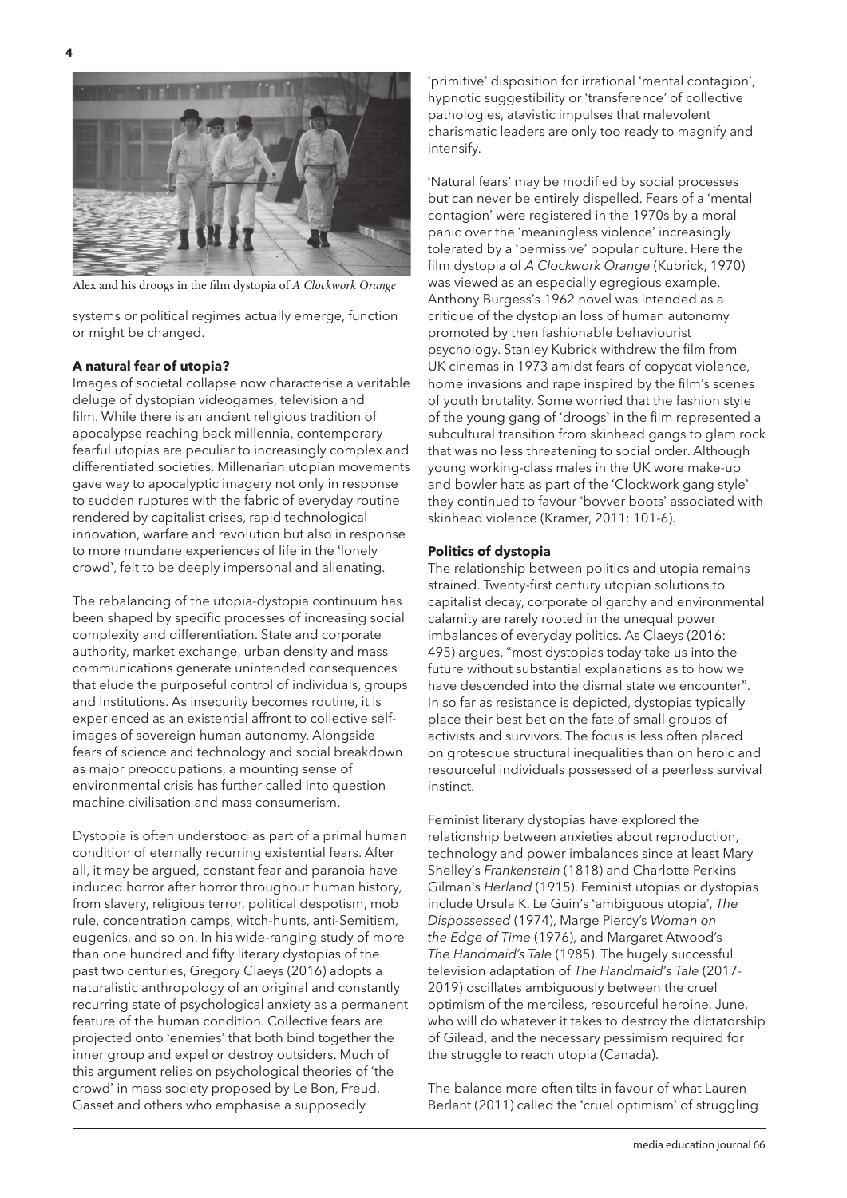Alex and his droogs in the film dystopia of *A Clockwork Orange*

systems or political regimes actually emerge, function or might be changed.

**A natural fear of utopia?**

Images of societal collapse now characterise a veritable deluge of dystopian videogames, television and film. While there is an ancient religious tradition of apocalypse reaching back millennia, contemporary fearful utopias are peculiar to increasingly complex and differentiated societies. Millenarian utopian movements gave way to apocalyptic imagery not only in response to sudden ruptures with the fabric of everyday routine rendered by capitalist crises, rapid technological innovation, warfare and revolution but also in response to more mundane experiences of life in the 'lonely crowd', felt to be deeply impersonal and alienating.

The rebalancing of the utopia-dystopia continuum has been shaped by specific processes of increasing social complexity and differentiation. State and corporate authority, market exchange, urban density and mass communications generate unintended consequences that elude the purposeful control of individuals, groups and institutions. As insecurity becomes routine, it is experienced as an existential affront to collective self-images of sovereign human autonomy. Alongside fears of science and technology and social breakdown as major preoccupations, a mounting sense of environmental crisis has further called into question machine civilisation and mass consumerism.

Dystopia is often understood as part of a primal human condition of eternally recurring existential fears. After all, it may be argued, constant fear and paranoia have induced horror after horror throughout human history, from slavery, religious terror, political despotism, mob rule, concentration camps, witch-hunts, anti-Semitism, eugenics, and so on. In his wide-ranging study of more than one hundred and fifty literary dystopias of the past two centuries, Gregory Claeys (2016) adopts a naturalistic anthropology of an original and constantly recurring state of psychological anxiety as a permanent feature of the human condition. Collective fears are projected onto 'enemies' that both bind together the inner group and expel or destroy outsiders. Much of this argument relies on psychological theories of 'the crowd' in mass society proposed by Le Bon, Freud, Gasset and others who emphasise a supposedly 'primitive' disposition for irrational 'mental contagion', hypnotic suggestibility or 'transference' of collective pathologies, atavistic impulses that malevolent charismatic leaders are only too ready to magnify and intensify.

'Natural fears' may be modified by social processes but can never be entirely dispelled. Fears of a 'mental contagion' were registered in the 1970s by a moral panic over the 'meaningless violence' increasingly tolerated by a 'permissive' popular culture. Here the film dystopia of *A Clockwork Orange* (Kubrick, 1970) was viewed as an especially egregious example. Anthony Burgess's 1962 novel was intended as a critique of the dystopian loss of human autonomy promoted by then fashionable behaviourist psychology. Stanley Kubrick withdrew the film from UK cinemas in 1973 amidst fears of copycat violence, home invasions and rape inspired by the film's scenes of youth brutality. Some worried that the fashion style of the young gang of 'droogs' in the film represented a subcultural transition from skinhead gangs to glam rock that was no less threatening to social order. Although young working-class males in the UK wore make-up and bowler hats as part of the 'Clockwork gang style' they continued to favour 'bovver boots' associated with skinhead violence (Kramer, 2011: 101-6).

**Politics of dystopia**

The relationship between politics and utopia remains strained. Twenty-first century utopian solutions to capitalist decay, corporate oligarchy and environmental calamity are rarely rooted in the unequal power imbalances of everyday politics. As Claeys (2016: 495) argues, "most dystopias today take us into the future without substantial explanations as to how we have descended into the dismal state we encounter". In so far as resistance is depicted, dystopias typically place their best bet on the fate of small groups of activists and survivors. The focus is less often placed on grotesque structural inequalities than on heroic and resourceful individuals possessed of a peerless survival instinct.

Feminist literary dystopias have explored the relationship between anxieties about reproduction, technology and power imbalances since at least Mary Shelley's *Frankenstein* (1818) and Charlotte Perkins Gilman's *Herland* (1915). Feminist utopias or dystopias include Ursula K. Le Guin's 'ambiguous utopia', *The Dispossessed* (1974), Marge Piercy's *Woman on the Edge of Time* (1976), and Margaret Atwood's *The Handmaid's Tale* (1985). The hugely successful television adaptation of *The Handmaid's Tale* (2017-2019) oscillates ambiguously between the cruel optimism of the merciless, resourceful heroine, June, who will do whatever it takes to destroy the dictatorship of Gilead, and the necessary pessimism required for the struggle to reach utopia (Canada).

The balance more often tilts in favour of what Lauren Berlant (2011) called the 'cruel optimism' of struggling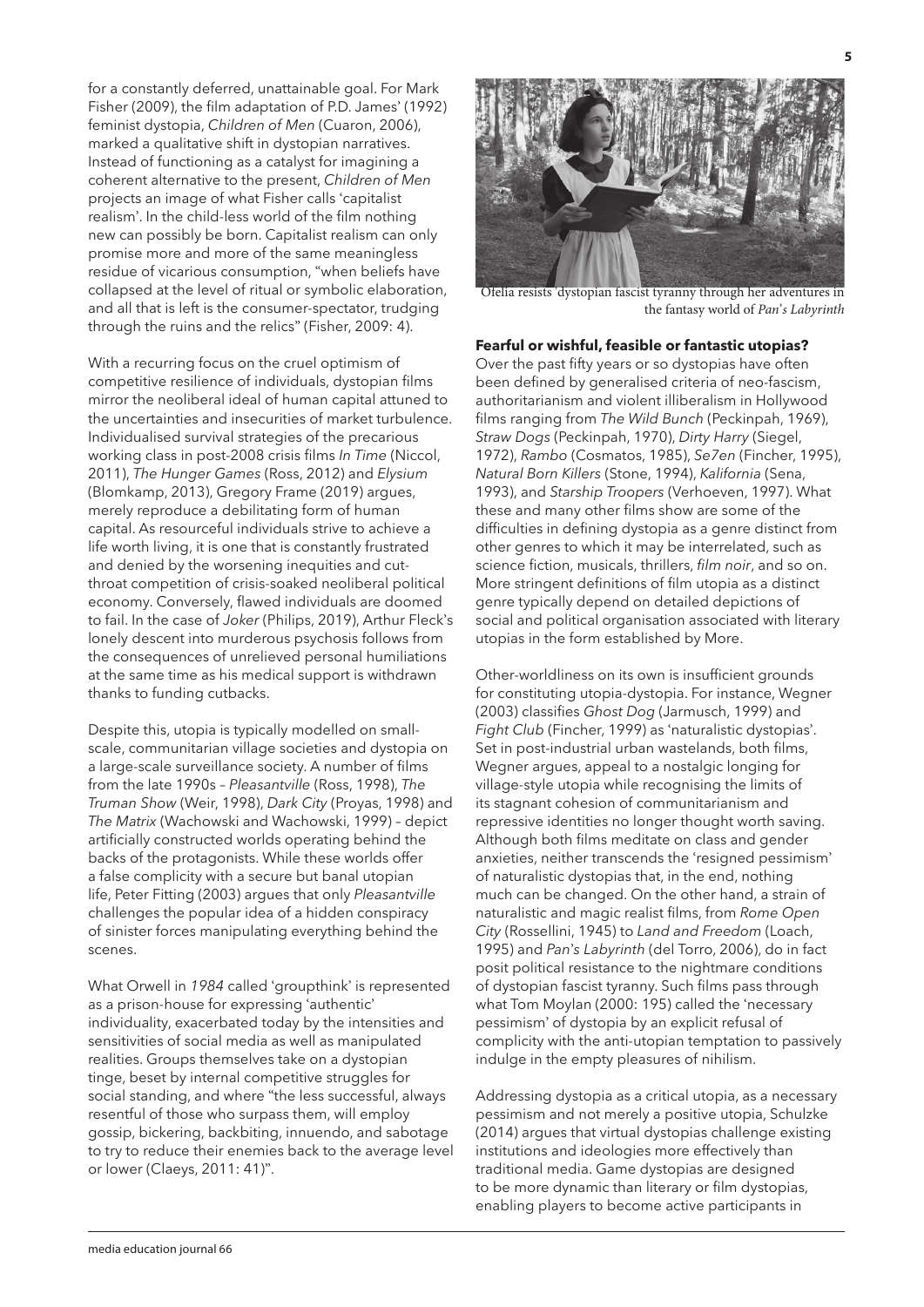for a constantly deferred, unattainable goal. For Mark Fisher (2009), the film adaptation of P.D. James' (1992) feminist dystopia, *Children of Men* (Cuaron, 2006), marked a qualitative shift in dystopian narratives. Instead of functioning as a catalyst for imagining a coherent alternative to the present, *Children of Men* projects an image of what Fisher calls 'capitalist realism'. In the child-less world of the film nothing new can possibly be born. Capitalist realism can only promise more and more of the same meaningless residue of vicarious consumption, "when beliefs have collapsed at the level of ritual or symbolic elaboration, and all that is left is the consumer-spectator, trudging through the ruins and the relics" (Fisher, 2009: 4).

With a recurring focus on the cruel optimism of competitive resilience of individuals, dystopian films mirror the neoliberal ideal of human capital attuned to the uncertainties and insecurities of market turbulence. Individualised survival strategies of the precarious working class in post-2008 crisis films *In Time* (Niccol, 2011), *The Hunger Games* (Ross, 2012) and *Elysium* (Blomkamp, 2013), Gregory Frame (2019) argues, merely reproduce a debilitating form of human capital. As resourceful individuals strive to achieve a life worth living, it is one that is constantly frustrated and denied by the worsening inequities and cut-throat competition of crisis-soaked neoliberal political economy. Conversely, flawed individuals are doomed to fail. In the case of *Joker* (Philips, 2019), Arthur Fleck's lonely descent into murderous psychosis follows from the consequences of unrelieved personal humiliations at the same time as his medical support is withdrawn thanks to funding cutbacks.

Despite this, utopia is typically modelled on small-scale, communitarian village societies and dystopia on a large-scale surveillance society. A number of films from the late 1990s – *Pleasantville* (Ross, 1998), *The Truman Show* (Weir, 1998), *Dark City* (Proyas, 1998) and *The Matrix* (Wachowski and Wachowski, 1999) – depict artificially constructed worlds operating behind the backs of the protagonists. While these worlds offer a false complicity with a secure but banal utopian life, Peter Fitting (2003) argues that only *Pleasantville* challenges the popular idea of a hidden conspiracy of sinister forces manipulating everything behind the scenes.

What Orwell in *1984* called 'groupthink' is represented as a prison-house for expressing 'authentic' individuality, exacerbated today by the intensities and sensitivities of social media as well as manipulated realities. Groups themselves take on a dystopian tinge, beset by internal competitive struggles for social standing, and where "the less successful, always resentful of those who surpass them, will employ gossip, bickering, backbiting, innuendo, and sabotage to try to reduce their enemies back to the average level or lower (Claeys, 2011: 41)".

Ofelia resists dystopian fascist tyranny through her adventures in the fantasy world of *Pan's Labyrinth*

**Fearful or wishful, feasible or fantastic utopias?**

Over the past fifty years or so dystopias have often been defined by generalised criteria of neo-fascism, authoritarianism and violent illiberalism in Hollywood films ranging from *The Wild Bunch* (Peckinpah, 1969), *Straw Dogs* (Peckinpah, 1970), *Dirty Harry* (Siegel, 1972), *Rambo* (Cosmatos, 1985), *Se7en* (Fincher, 1995), *Natural Born Killers* (Stone, 1994), *Kalifornia* (Sena, 1993), and *Starship Troopers* (Verhoeven, 1997). What these and many other films show are some of the difficulties in defining dystopia as a genre distinct from other genres to which it may be interrelated, such as science fiction, musicals, thrillers, *film noir*, and so on. More stringent definitions of film utopia as a distinct genre typically depend on detailed depictions of social and political organisation associated with literary utopias in the form established by More.

Other-worldliness on its own is insufficient grounds for constituting utopia-dystopia. For instance, Wegner (2003) classifies *Ghost Dog* (Jarmusch, 1999) and *Fight Club* (Fincher, 1999) as 'naturalistic dystopias'. Set in post-industrial urban wastelands, both films, Wegner argues, appeal to a nostalgic longing for village-style utopia while recognising the limits of its stagnant cohesion of communitarianism and repressive identities no longer thought worth saving. Although both films meditate on class and gender anxieties, neither transcends the 'resigned pessimism' of naturalistic dystopias that, in the end, nothing much can be changed. On the other hand, a strain of naturalistic and magic realist films, from *Rome Open City* (Rossellini, 1945) to *Land and Freedom* (Loach, 1995) and *Pan's Labyrinth* (del Torro, 2006), do in fact posit political resistance to the nightmare conditions of dystopian fascist tyranny. Such films pass through what Tom Moylan (2000: 195) called the 'necessary pessimism' of dystopia by an explicit refusal of complicity with the anti-utopian temptation to passively indulge in the empty pleasures of nihilism.

Addressing dystopia as a critical utopia, as a necessary pessimism and not merely a positive utopia, Schulzke (2014) argues that virtual dystopias challenge existing institutions and ideologies more effectively than traditional media. Game dystopias are designed to be more dynamic than literary or film dystopias, enabling players to become active participants in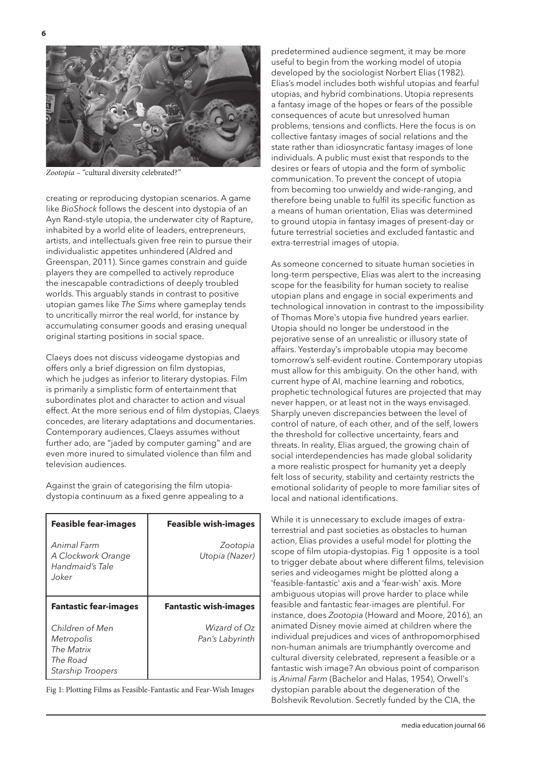*Zootopia* – "cultural diversity celebrated?"

creating or reproducing dystopian scenarios. A game like *BioShock* follows the descent into dystopia of an Ayn Rand-style utopia, the underwater city of Rapture, inhabited by a world elite of leaders, entrepreneurs, artists, and intellectuals given free rein to pursue their individualistic appetites unhindered (Aldred and Greenspan, 2011). Since games constrain and guide players they are compelled to actively reproduce the inescapable contradictions of deeply troubled worlds. This arguably stands in contrast to positive utopian games like *The Sims* where gameplay tends to uncritically mirror the real world, for instance by accumulating consumer goods and erasing unequal original starting positions in social space.

Claeys does not discuss videogame dystopias and offers only a brief digression on film dystopias, which he judges as inferior to literary dystopias. Film is primarily a simplistic form of entertainment that subordinates plot and character to action and visual effect. At the more serious end of film dystopias, Claeys concedes, are literary adaptations and documentaries. Contemporary audiences, Claeys assumes without further ado, are "jaded by computer gaming" and are even more inured to simulated violence than film and television audiences.

Against the grain of categorising the film utopia-dystopia continuum as a fixed genre appealing to a predetermined audience segment, it may be more useful to begin from the working model of utopia developed by the sociologist Norbert Elias (1982). Elias's model includes both wishful utopias and fearful utopias, and hybrid combinations. Utopia represents a fantasy image of the hopes or fears of the possible consequences of acute but unresolved human problems, tensions and conflicts. Here the focus is on collective fantasy images of social relations and the state rather than idiosyncratic fantasy images of lone individuals. A public must exist that responds to the desires or fears of utopia and the form of symbolic communication. To prevent the concept of utopia from becoming too unwieldy and wide-ranging, and therefore being unable to fulfil its specific function as a means of human orientation, Elias was determined to ground utopia in fantasy images of present-day or future terrestrial societies and excluded fantastic and extra-terrestrial images of utopia.

As someone concerned to situate human societies in long-term perspective, Elias was alert to the increasing scope for the feasibility for human society to realise utopian plans and engage in social experiments and technological innovation in contrast to the impossibility of Thomas More's utopia five hundred years earlier. Utopia should no longer be understood in the pejorative sense of an unrealistic or illusory state of affairs. Yesterday's improbable utopia may become tomorrow's self-evident routine. Contemporary utopias must allow for this ambiguity. On the other hand, with current hype of AI, machine learning and robotics, prophetic technological futures are projected that may never happen, or at least not in the ways envisaged. Sharply uneven discrepancies between the level of control of nature, of each other, and of the self, lowers the threshold for collective uncertainty, fears and threats. In reality, Elias argued, the growing chain of social interdependencies has made global solidarity a more realistic prospect for humanity yet a deeply felt loss of security, stability and certainty restricts the emotional solidarity of people to more familiar sites of local and national identifications.

| **Feasible fear-images** | **Feasible wish-images** |
|---|---|
| *Animal Farm*<br>*A Clockwork Orange*<br>*Handmaid's Tale*<br>*Joker* | *Zootopia*<br>*Utopia (Nazer)* |
| **Fantastic fear-images** | **Fantastic wish-images** |
| *Children of Men*<br>*Metropolis*<br>*The Matrix*<br>*The Road*<br>*Starship Troopers* | *Wizard of Oz*<br>*Pan's Labyrinth* |

Fig 1: Plotting Films as Feasible-Fantastic and Fear-Wish Images

While it is unnecessary to exclude images of extra-terrestrial and past societies as obstacles to human action, Elias provides a useful model for plotting the scope of film utopia-dystopias. Fig 1 opposite is a tool to trigger debate about where different films, television series and videogames might be plotted along a 'feasible-fantastic' axis and a 'fear-wish' axis. More ambiguous utopias will prove harder to place while feasible and fantastic fear-images are plentiful. For instance, does *Zootopia* (Howard and Moore, 2016), an animated Disney movie aimed at children where the individual prejudices and vices of anthropomorphised non-human animals are triumphantly overcome and cultural diversity celebrated, represent a feasible or a fantastic wish image? An obvious point of comparison is *Animal Farm* (Bachelor and Halas, 1954), Orwell's dystopian parable about the degeneration of the Bolshevik Revolution. Secretly funded by the CIA, the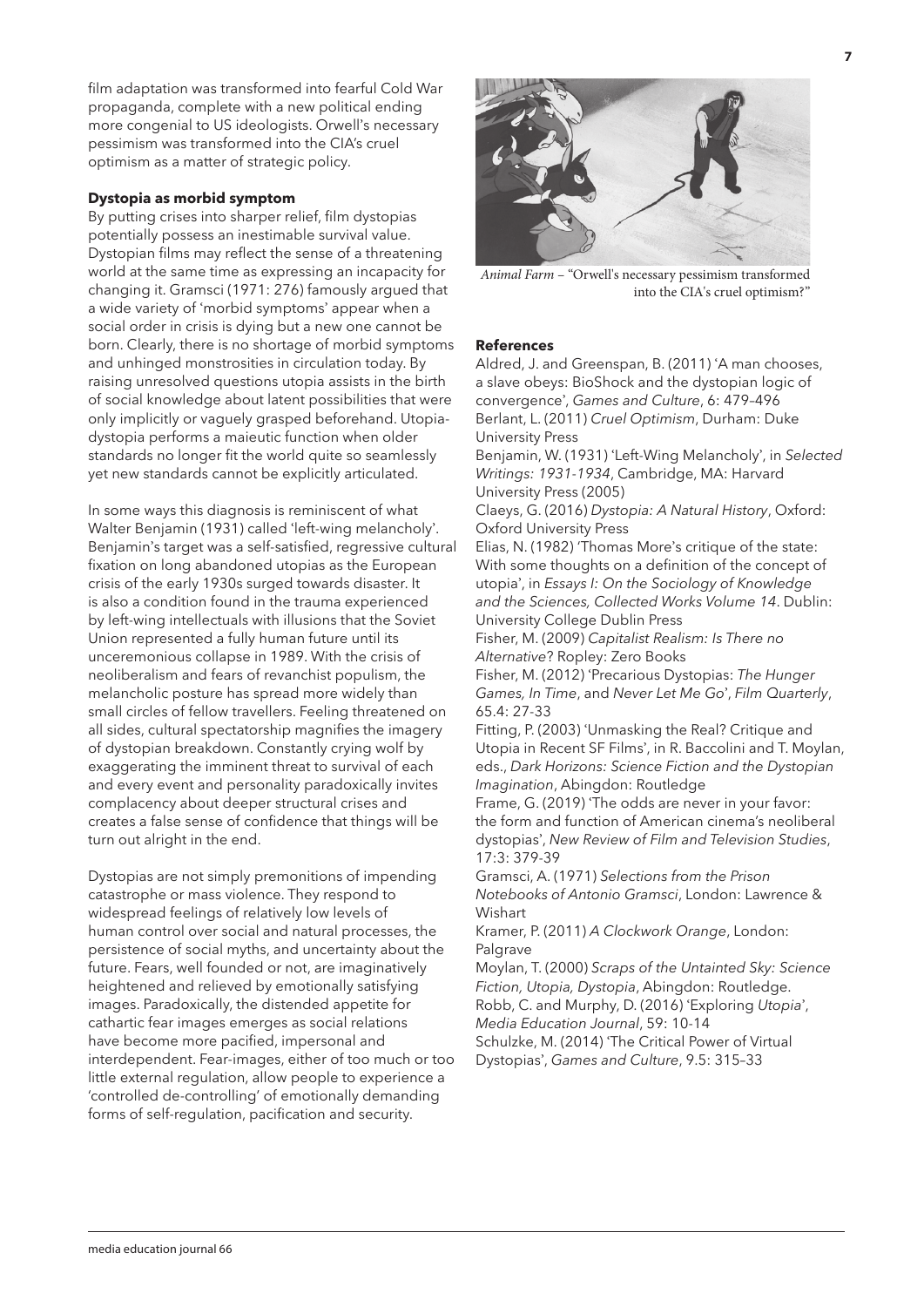film adaptation was transformed into fearful Cold War propaganda, complete with a new political ending more congenial to US ideologists. Orwell's necessary pessimism was transformed into the CIA's cruel optimism as a matter of strategic policy.

**Dystopia as morbid symptom**

By putting crises into sharper relief, film dystopias potentially possess an inestimable survival value. Dystopian films may reflect the sense of a threatening world at the same time as expressing an incapacity for changing it. Gramsci (1971: 276) famously argued that a wide variety of 'morbid symptoms' appear when a social order in crisis is dying but a new one cannot be born. Clearly, there is no shortage of morbid symptoms and unhinged monstrosities in circulation today. By raising unresolved questions utopia assists in the birth of social knowledge about latent possibilities that were only implicitly or vaguely grasped beforehand. Utopia-dystopia performs a maieutic function when older standards no longer fit the world quite so seamlessly yet new standards cannot be explicitly articulated.

In some ways this diagnosis is reminiscent of what Walter Benjamin (1931) called 'left-wing melancholy'. Benjamin's target was a self-satisfied, regressive cultural fixation on long abandoned utopias as the European crisis of the early 1930s surged towards disaster. It is also a condition found in the trauma experienced by left-wing intellectuals with illusions that the Soviet Union represented a fully human future until its unceremonious collapse in 1989. With the crisis of neoliberalism and fears of revanchist populism, the melancholic posture has spread more widely than small circles of fellow travellers. Feeling threatened on all sides, cultural spectatorship magnifies the imagery of dystopian breakdown. Constantly crying wolf by exaggerating the imminent threat to survival of each and every event and personality paradoxically invites complacency about deeper structural crises and creates a false sense of confidence that things will be turn out alright in the end.

Dystopias are not simply premonitions of impending catastrophe or mass violence. They respond to widespread feelings of relatively low levels of human control over social and natural processes, the persistence of social myths, and uncertainty about the future. Fears, well founded or not, are imaginatively heightened and relieved by emotionally satisfying images. Paradoxically, the distended appetite for cathartic fear images emerges as social relations have become more pacified, impersonal and interdependent. Fear-images, either of too much or too little external regulation, allow people to experience a 'controlled de-controlling' of emotionally demanding forms of self-regulation, pacification and security.

*Animal Farm* – "Orwell's necessary pessimism transformed into the CIA's cruel optimism?"

**References**

Aldred, J. and Greenspan, B. (2011) 'A man chooses, a slave obeys: BioShock and the dystopian logic of convergence', *Games and Culture*, 6: 479–496

Berlant, L. (2011) *Cruel Optimism*, Durham: Duke University Press

Benjamin, W. (1931) 'Left-Wing Melancholy', in *Selected Writings: 1931-1934*, Cambridge, MA: Harvard University Press (2005)

Claeys, G. (2016) *Dystopia: A Natural History*, Oxford: Oxford University Press

Elias, N. (1982) 'Thomas More's critique of the state: With some thoughts on a definition of the concept of utopia', in *Essays I: On the Sociology of Knowledge and the Sciences, Collected Works Volume 14*. Dublin: University College Dublin Press

Fisher, M. (2009) *Capitalist Realism: Is There no Alternative*? Ropley: Zero Books

Fisher, M. (2012) 'Precarious Dystopias: *The Hunger Games, In Time*, and *Never Let Me Go*', *Film Quarterly*, 65.4: 27-33

Fitting, P. (2003) 'Unmasking the Real? Critique and Utopia in Recent SF Films', in R. Baccolini and T. Moylan, eds., *Dark Horizons: Science Fiction and the Dystopian Imagination*, Abingdon: Routledge

Frame, G. (2019) 'The odds are never in your favor: the form and function of American cinema's neoliberal dystopias', *New Review of Film and Television Studies*, 17:3: 379-39

Gramsci, A. (1971) *Selections from the Prison Notebooks of Antonio Gramsci*, London: Lawrence & Wishart

Kramer, P. (2011) *A Clockwork Orange*, London: Palgrave

Moylan, T. (2000) *Scraps of the Untainted Sky: Science Fiction, Utopia, Dystopia*, Abingdon: Routledge.

Robb, C. and Murphy, D. (2016) 'Exploring *Utopia*', *Media Education Journal*, 59: 10-14

Schulzke, M. (2014) 'The Critical Power of Virtual Dystopias', *Games and Culture*, 9.5: 315–33